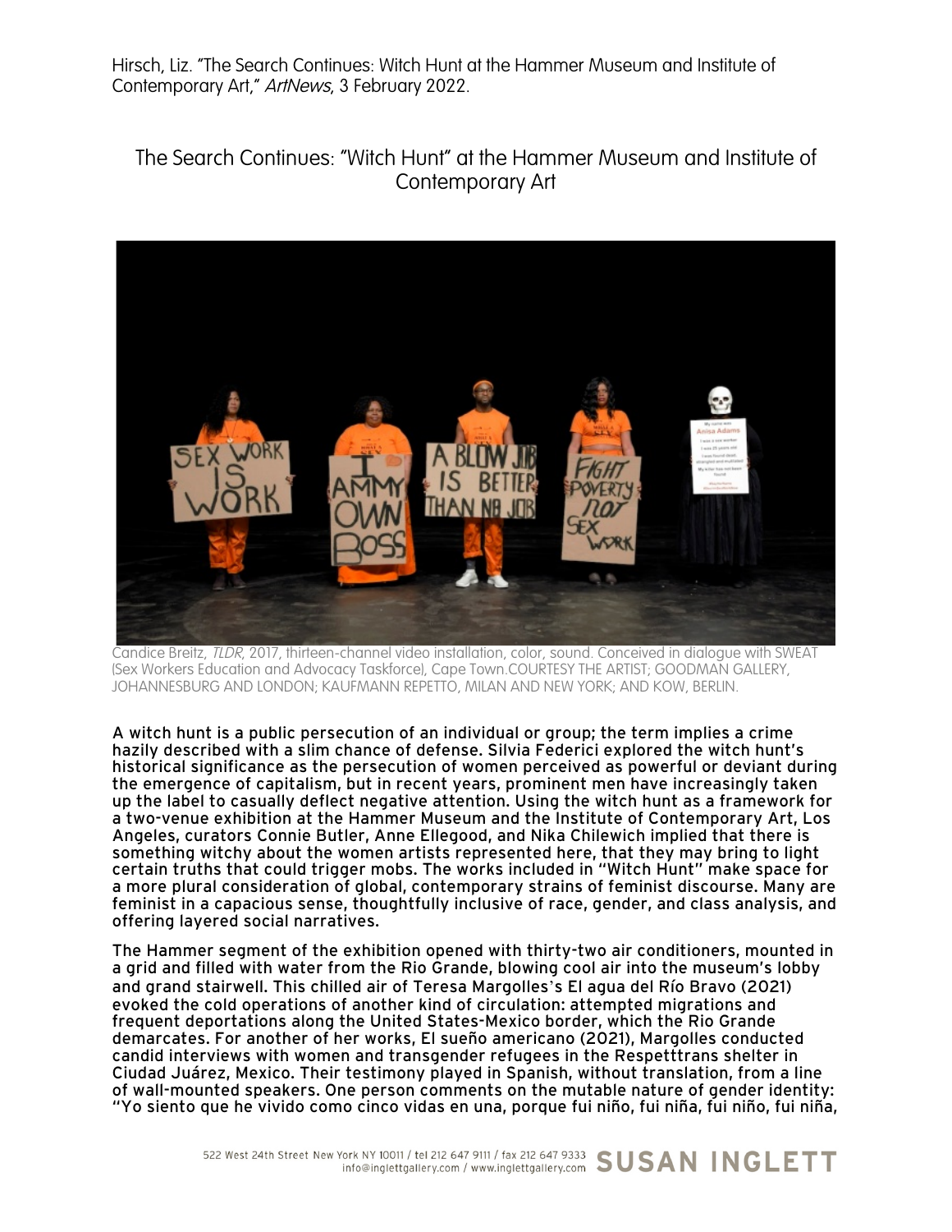Hirsch, Liz. "The Search Continues: Witch Hunt at the Hammer Museum and Institute of Contemporary Art," *ArtNews*, 3 February 2022.

# The Search Continues: "Witch Hunt" at the Hammer Museum and Institute of Contemporary Art

Candice Breitz, *TLDR*, 2017, thirteen-channel video installation, color, sound. Conceived in dialogue with SWEAT (Sex Workers Education and Advocacy Taskforce), Cape Town.COURTESY THE ARTIST; GOODMAN GALLERY, JOHANNESBURG AND LONDON; KAUFMANN REPETTO, MILAN AND NEW YORK; AND KOW, BERLIN.

A witch hunt is a public persecution of an individual or group; the term implies a crime hazily described with a slim chance of defense. Silvia Federici explored the witch hunt's historical significance as the persecution of women perceived as powerful or deviant during the emergence of capitalism, but in recent years, prominent men have increasingly taken up the label to casually deflect negative attention. Using the witch hunt as a framework for a two-venue exhibition at the Hammer Museum and the Institute of Contemporary Art, Los Angeles, curators Connie Butler, Anne Ellegood, and Nika Chilewich implied that there is something witchy about the women artists represented here, that they may bring to light certain truths that could trigger mobs. The works included in "Witch Hunt" make space for a more plural consideration of global, contemporary strains of feminist discourse. Many are feminist in a capacious sense, thoughtfully inclusive of race, gender, and class analysis, and offering layered social narratives.

The Hammer segment of the exhibition opened with thirty-two air conditioners, mounted in a grid and filled with water from the Rio Grande, blowing cool air into the museum's lobby and grand stairwell. This chilled air of Teresa Margolles's El agua del Río Bravo (2021) evoked the cold operations of another kind of circulation: attempted migrations and frequent deportations along the United States-Mexico border, which the Rio Grande demarcates. For another of her works, El sueño americano (2021), Margolles conducted candid interviews with women and transgender refugees in the Respetttrans shelter in Ciudad Juárez, Mexico. Their testimony played in Spanish, without translation, from a line of wall-mounted speakers. One person comments on the mutable nature of gender identity: "Yo siento que he vivido como cinco vidas en una, porque fui niño, fui niña, fui niño, fui niña,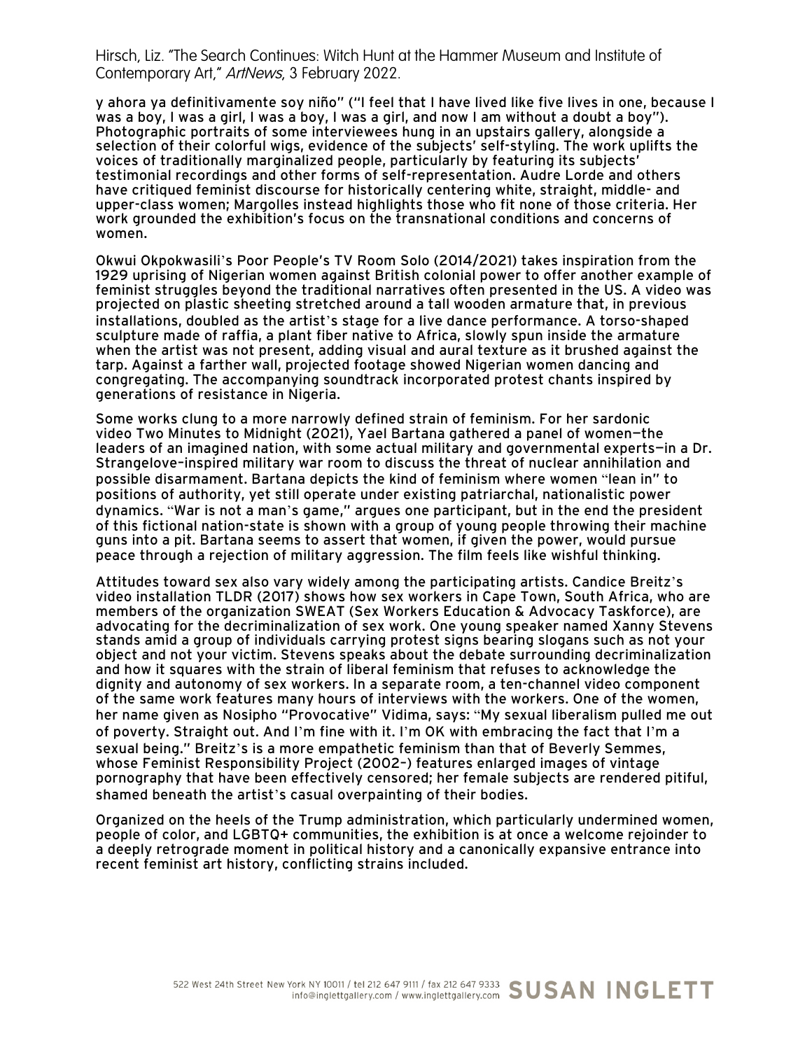y ahora ya definitivamente soy niño" ("I feel that I have lived like five lives in one, because I was a boy, I was a girl, I was a boy, I was a girl, and now I am without a doubt a boy"). Photographic portraits of some interviewees hung in an upstairs gallery, alongside a selection of their colorful wigs, evidence of the subjects' self-styling. The work uplifts the voices of traditionally marginalized people, particularly by featuring its subjects' testimonial recordings and other forms of self-representation. Audre Lorde and others have critiqued feminist discourse for historically centering white, straight, middle- and upper-class women; Margolles instead highlights those who fit none of those criteria. Her work grounded the exhibition's focus on the transnational conditions and concerns of women.

Okwui Okpokwasili's Poor People's TV Room Solo (2014/2021) takes inspiration from the 1929 uprising of Nigerian women against British colonial power to offer another example of feminist struggles beyond the traditional narratives often presented in the US. A video was projected on plastic sheeting stretched around a tall wooden armature that, in previous installations, doubled as the artist's stage for a live dance performance. A torso-shaped sculpture made of raffia, a plant fiber native to Africa, slowly spun inside the armature when the artist was not present, adding visual and aural texture as it brushed against the tarp. Against a farther wall, projected footage showed Nigerian women dancing and congregating. The accompanying soundtrack incorporated protest chants inspired by generations of resistance in Nigeria.

Some works clung to a more narrowly defined strain of feminism. For her sardonic video Two Minutes to Midnight (2021), Yael Bartana gathered a panel of women—the leaders of an imagined nation, with some actual military and governmental experts—in a Dr. Strangelove-inspired military war room to discuss the threat of nuclear annihilation and possible disarmament. Bartana depicts the kind of feminism where women "lean in" to positions of authority, yet still operate under existing patriarchal, nationalistic power dynamics. "War is not a man's game," argues one participant, but in the end the president of this fictional nation-state is shown with a group of young people throwing their machine guns into a pit. Bartana seems to assert that women, if given the power, would pursue peace through a rejection of military aggression. The film feels like wishful thinking.

Attitudes toward sex also vary widely among the participating artists. Candice Breitz's video installation TLDR (2017) shows how sex workers in Cape Town, South Africa, who are members of the organization SWEAT (Sex Workers Education & Advocacy Taskforce), are advocating for the decriminalization of sex work. One young speaker named Xanny Stevens stands amid a group of individuals carrying protest signs bearing slogans such as not your object and not your victim. Stevens speaks about the debate surrounding decriminalization and how it squares with the strain of liberal feminism that refuses to acknowledge the dignity and autonomy of sex workers. In a separate room, a ten-channel video component of the same work features many hours of interviews with the workers. One of the women, her name given as Nosipho "Provocative" Vidima, says: "My sexual liberalism pulled me out of poverty. Straight out. And I'm fine with it. I'm OK with embracing the fact that I'm a sexual being." Breitz's is a more empathetic feminism than that of Beverly Semmes, whose Feminist Responsibility Project (2002–) features enlarged images of vintage pornography that have been effectively censored; her female subjects are rendered pitiful, shamed beneath the artist's casual overpainting of their bodies.

Organized on the heels of the Trump administration, which particularly undermined women, people of color, and LGBTQ+ communities, the exhibition is at once a welcome rejoinder to a deeply retrograde moment in political history and a canonically expansive entrance into recent feminist art history, conflicting strains included.